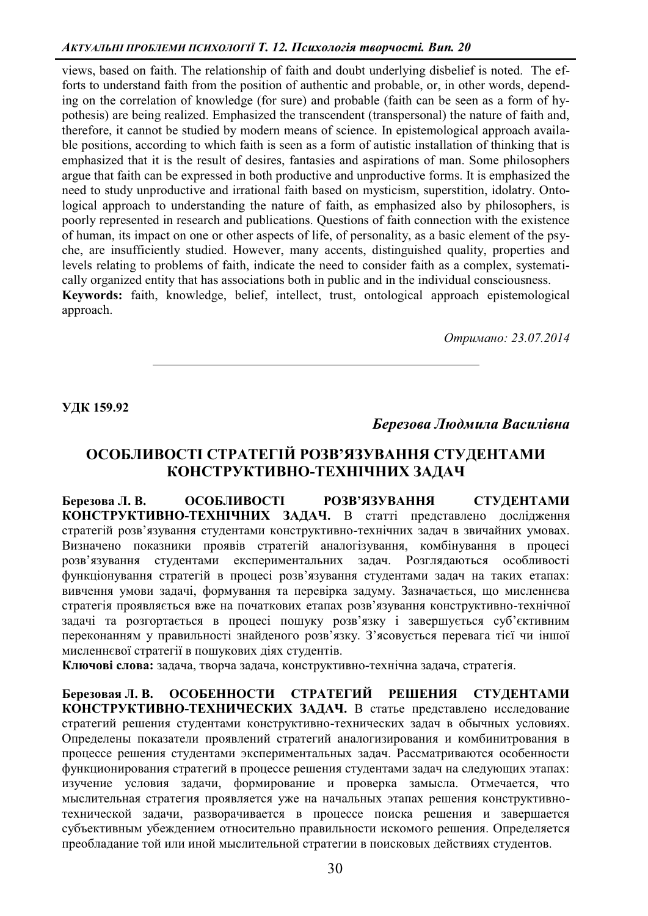views, based on faith. The relationship of faith and doubt underlying disbelief is noted. The efforts to understand faith from the position of authentic and probable, or, in other words, depending on the correlation of knowledge (for sure) and probable (faith can be seen as a form of hypothesis) are being realized. Emphasized the transcendent (transpersonal) the nature of faith and, therefore, it cannot be studied by modern means of science. In epistemological approach available positions, according to which faith is seen as a form of autistic installation of thinking that is emphasized that it is the result of desires, fantasies and aspirations of man. Some philosophers argue that faith can be expressed in both productive and unproductive forms. It is emphasized the need to study unproductive and irrational faith based on mysticism, superstition, idolatry. Ontological approach to understanding the nature of faith, as emphasized also by philosophers, is poorly represented in research and publications. Questions of faith connection with the existence of human, its impact on one or other aspects of life, of personality, as a basic element of the psyche, are insufficiently studied. However, many accents, distinguished quality, properties and levels relating to problems of faith, indicate the need to consider faith as a complex, systematically organized entity that has associations both in public and in the individual consciousness.

**Keywords:** faith, knowledge, belief, intellect, trust, ontological approach epistemological approach.

*Отримано: 23.07.2014*

---

**УДК 159.92**

***Березова Людмила Василівна***

## ОСОБЛИВОСТІ СТРАТЕГІЙ РОЗВ'ЯЗУВАННЯ СТУДЕНТАМИ КОНСТРУКТИВНО-ТЕХНІЧНИХ ЗАДАЧ

**Березова Л. В. ОСОБЛИВОСТІ РОЗВ'ЯЗУВАННЯ СТУДЕНТАМИ КОНСТРУКТИВНО-ТЕХНІЧНИХ ЗАДАЧ.** В статті представлено дослідження стратегій розв'язування студентами конструктивно-технічних задач в звичайних умовах. Визначено показники проявів стратегій аналогізування, комбінування в процесі розв'язування студентами експериментальних задач. Розглядаються особливості функціонування стратегій в процесі розв'язування студентами задач на таких етапах: вивчення умови задачі, формування та перевірка задуму. Зазначається, що мисленнєва стратегія проявляється вже на початкових етапах розв'язування конструктивно-технічної задачі та розгортається в процесі пошуку розв'язку і завершується суб'єктивним переконанням у правильності знайденого розв'язку. З'ясовується перевага тієї чи іншої мисленнєвої стратегії в пошукових діях студентів.

**Ключові слова:** задача, творча задача, конструктивно-технічна задача, стратегія.

**Березовая Л. В. ОСОБЕННОСТИ СТРАТЕГИЙ РЕШЕНИЯ СТУДЕНТАМИ КОНСТРУКТИВНО-ТЕХНИЧЕСКИХ ЗАДАЧ.** В статье представлено исследование стратегий решения студентами конструктивно-технических задач в обычных условиях. Определены показатели проявлений стратегий аналогизирования и комбинитрования в процессе решения студентами экспериментальных задач. Рассматриваются особенности функционирования стратегий в процессе решения студентами задач на следующих этапах: изучение условия задачи, формирование и проверка замысла. Отмечается, что мыслительная стратегия проявляется уже на начальных этапах решения конструктивно-технической задачи, разворачивается в процессе поиска решения и завершается субъективным убеждением относительно правильности искомого решения. Определяется преобладание той или иной мыслительной стратегии в поисковых действиях студентов.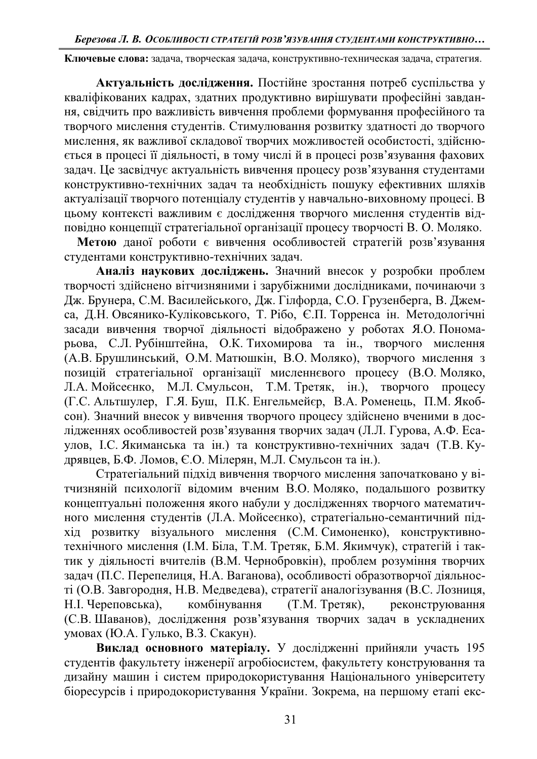**Ключевые слова:** задача, творческая задача, конструктивно-техническая задача, стратегия.

**Актуальність дослідження.** Постійне зростання потреб суспільства у кваліфікованих кадрах, здатних продуктивно вирішувати професійні завдання, свідчить про важливість вивчення проблеми формування професійного та творчого мислення студентів. Стимулювання розвитку здатності до творчого мислення, як важливої складової творчих можливостей особистості, здійснюється в процесі її діяльності, в тому числі й в процесі розв'язування фахових задач. Це засвідчує актуальність вивчення процесу розв'язування студентами конструктивно-технічних задач та необхідність пошуку ефективних шляхів актуалізації творчого потенціалу студентів у навчально-виховному процесі. В цьому контексті важливим є дослідження творчого мислення студентів відповідно концепції стратегіальної організації процесу творчості В. О. Моляко.

**Метою** даної роботи є вивчення особливостей стратегій розв'язування студентами конструктивно-технічних задач.

**Аналіз наукових досліджень.** Значний внесок у розробки проблем творчості здійснено вітчизняними і зарубіжними дослідниками, починаючи з Дж. Брунера, С.М. Василейського, Дж. Гілфорда, С.О. Грузенберга, В. Джемса, Д.Н. Овсянико-Куліковського, Т. Рібо, Є.П. Торренса ін. Методологічні засади вивчення творчої діяльності відображено у роботах Я.О. Пономарьова, С.Л. Рубінштейна, О.К. Тихомирова та ін., творчого мислення (А.В. Брушлинський, О.М. Матюшкін, В.О. Моляко), творчого мислення з позицій стратегіальної організації мисленнєвого процесу (В.О. Моляко, Л.А. Мойсеєнко, М.Л. Смульсон, Т.М. Третяк, ін.), творчого процесу (Г.С. Альтшулер, Г.Я. Буш, П.К. Енгельмейєр, В.А. Роменець, П.М. Якобсон). Значний внесок у вивчення творчого процесу здійснено вченими в дослідженнях особливостей розв'язування творчих задач (Л.Л. Гурова, А.Ф. Есаулов, І.С. Якиманська та ін.) та конструктивно-технічних задач (Т.В. Кудрявцев, Б.Ф. Ломов, Є.О. Мілерян, М.Л. Смульсон та ін.).

Стратегіальний підхід вивчення творчого мислення започатковано у вітчизняній психології відомим вченим В.О. Моляко, подальшого розвитку концептуальні положення якого набули у дослідженнях творчого математичного мислення студентів (Л.А. Мойсеєнко), стратегіально-семантичний підхід розвитку візуального мислення (С.М. Симоненко), конструктивно-технічного мислення (І.М. Біла, Т.М. Третяк, Б.М. Якимчук), стратегій і тактик у діяльності вчителів (В.М. Чернобровкін), проблем розуміння творчих задач (П.С. Перепелиця, Н.А. Ваганова), особливості образотворчої діяльності (О.В. Завгородня, Н.В. Медведева), стратегії аналогізування (В.С. Лозниця, Н.І. Череповська), комбінування (Т.М. Третяк), реконструювання (С.В. Шаванов), дослідження розв'язування творчих задач в ускладнених умовах (Ю.А. Гулько, В.З. Скакун).

**Виклад основного матеріалу.** У дослідженні прийняли участь 195 студентів факультету інженерії агробіосистем, факультету конструювання та дизайну машин і систем природокористування Національного університету біоресурсів і природокористування України. Зокрема, на першому етапі екс-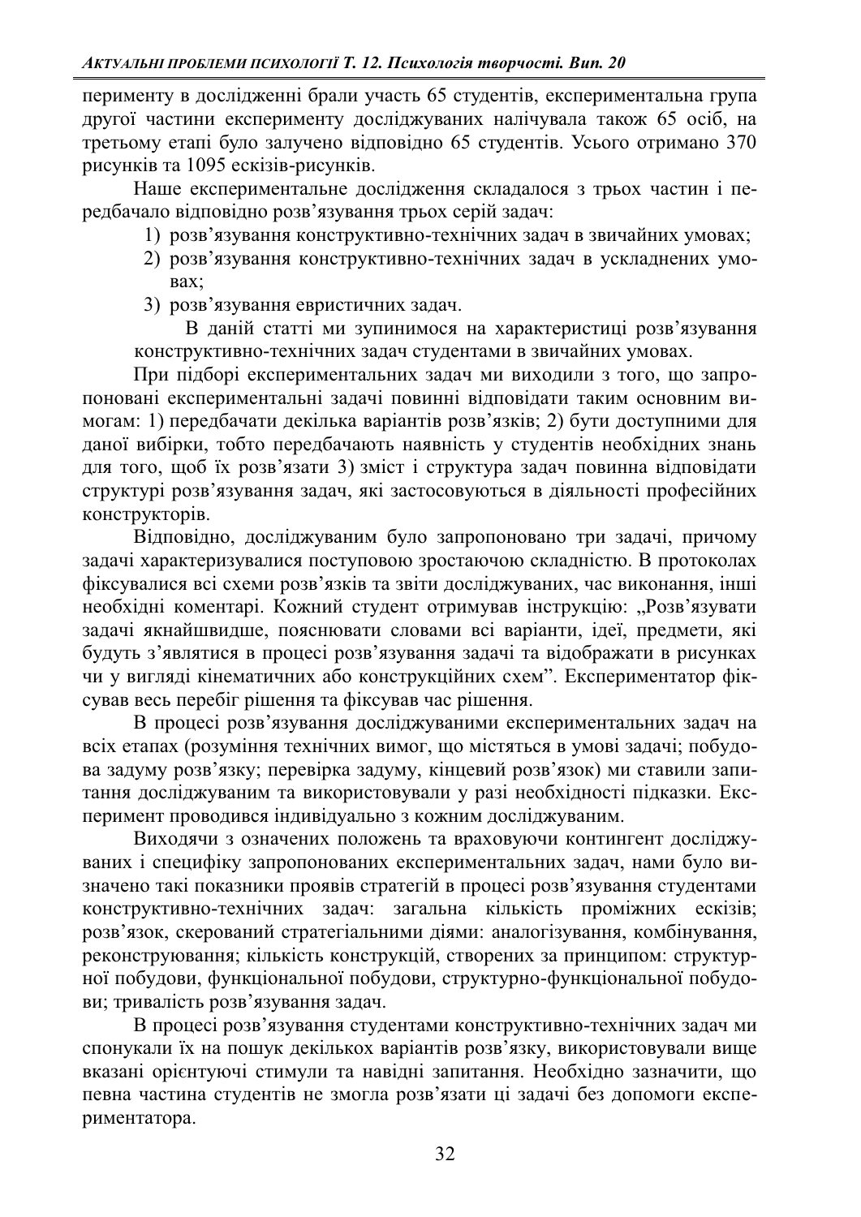перименту в дослідженні брали участь 65 студентів, експериментальна група другої частини експерименту досліджуваних налічувала також 65 осіб, на третьому етапі було залучено відповідно 65 студентів. Усього отримано 370 рисунків та 1095 ескізів-рисунків.

Наше експериментальне дослідження складалося з трьох частин і передбачало відповідно розв'язування трьох серій задач:

1) розв'язування конструктивно-технічних задач в звичайних умовах;
2) розв'язування конструктивно-технічних задач в ускладнених умовах;
3) розв'язування евристичних задач.

В даній статті ми зупинимося на характеристиці розв'язування конструктивно-технічних задач студентами в звичайних умовах.

При підборі експериментальних задач ми виходили з того, що запропоновані експериментальні задачі повинні відповідати таким основним вимогам: 1) передбачати декілька варіантів розв'язків; 2) бути доступними для даної вибірки, тобто передбачають наявність у студентів необхідних знань для того, щоб їх розв'язати 3) зміст і структура задач повинна відповідати структурі розв'язування задач, які застосовуються в діяльності професійних конструкторів.

Відповідно, досліджуваним було запропоновано три задачі, причому задачі характеризувалися поступовою зростаючою складністю. В протоколах фіксувалися всі схеми розв'язків та звіти досліджуваних, час виконання, інші необхідні коментарі. Кожний студент отримував інструкцію: „Розв'язувати задачі якнайшвидше, пояснювати словами всі варіанти, ідеї, предмети, які будуть з'являтися в процесі розв'язування задачі та відображати в рисунках чи у вигляді кінематичних або конструкційних схем". Експериментатор фіксував весь перебіг рішення та фіксував час рішення.

В процесі розв'язування досліджуваними експериментальних задач на всіх етапах (розуміння технічних вимог, що містяться в умові задачі; побудова задуму розв'язку; перевірка задуму, кінцевий розв'язок) ми ставили запитання досліджуваним та використовували у разі необхідності підказки. Експеримент проводився індивідуально з кожним досліджуваним.

Виходячи з означених положень та враховуючи контингент досліджуваних і специфіку запропонованих експериментальних задач, нами було визначено такі показники проявів стратегій в процесі розв'язування студентами конструктивно-технічних задач: загальна кількість проміжних ескізів; розв'язок, скерований стратегіальними діями: аналогізування, комбінування, реконструювання; кількість конструкцій, створених за принципом: структурної побудови, функціональної побудови, структурно-функціональної побудови; тривалість розв'язування задач.

В процесі розв'язування студентами конструктивно-технічних задач ми спонукали їх на пошук декількох варіантів розв'язку, використовували вище вказані орієнтуючі стимули та навідні запитання. Необхідно зазначити, що певна частина студентів не змогла розв'язати ці задачі без допомоги експериментатора.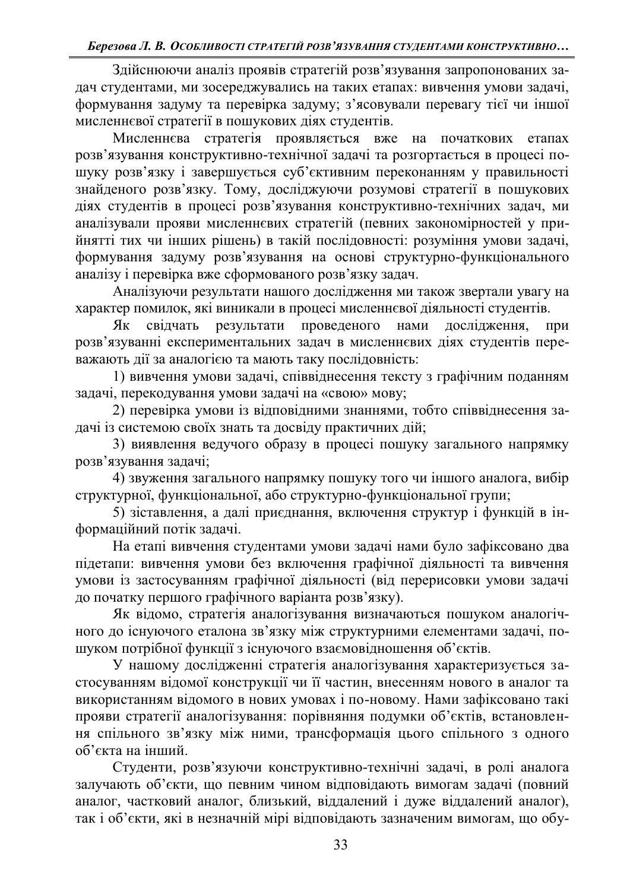Здійснюючи аналіз проявів стратегій розв'язування запропонованих задач студентами, ми зосереджувались на таких етапах: вивчення умови задачі, формування задуму та перевірка задуму; з'ясовували перевагу тієї чи іншої мисленнєвої стратегії в пошукових діях студентів.

Мисленнєва стратегія проявляється вже на початкових етапах розв'язування конструктивно-технічної задачі та розгортається в процесі пошуку розв'язку і завершується суб'єктивним переконанням у правильності знайденого розв'язку. Тому, досліджуючи розумові стратегії в пошукових діях студентів в процесі розв'язування конструктивно-технічних задач, ми аналізували прояви мисленнєвих стратегій (певних закономірностей у прийнятті тих чи інших рішень) в такій послідовності: розуміння умови задачі, формування задуму розв'язування на основі структурно-функціонального аналізу і перевірка вже сформованого розв'язку задач.

Аналізуючи результати нашого дослідження ми також звертали увагу на характер помилок, які виникали в процесі мисленнєвої діяльності студентів.

Як свідчать результати проведеного нами дослідження, при розв'язуванні експериментальних задач в мисленнєвих діях студентів переважають дії за аналогією та мають таку послідовність:

1) вивчення умови задачі, співвіднесення тексту з графічним поданням задачі, перекодування умови задачі на «свою» мову;

2) перевірка умови із відповідними знаннями, тобто співвіднесення задачі із системою своїх знать та досвіду практичних дій;

3) виявлення ведучого образу в процесі пошуку загального напрямку розв'язування задачі;

4) звуження загального напрямку пошуку того чи іншого аналога, вибір структурної, функціональної, або структурно-функціональної групи;

5) зіставлення, а далі приєднання, включення структур і функцій в інформаційний потік задачі.

На етапі вивчення студентами умови задачі нами було зафіксовано два підетапи: вивчення умови без включення графічної діяльності та вивчення умови із застосуванням графічної діяльності (від перерисовки умови задачі до початку першого графічного варіанта розв'язку).

Як відомо, стратегія аналогізування визначаються пошуком аналогічного до існуючого еталона зв'язку між структурними елементами задачі, пошуком потрібної функції з існуючого взаємовідношення об'єктів.

У нашому дослідженні стратегія аналогізування характеризується застосуванням відомої конструкції чи її частин, внесенням нового в аналог та використанням відомого в нових умовах і по-новому. Нами зафіксовано такі прояви стратегії аналогізування: порівняння подумки об'єктів, встановлення спільного зв'язку між ними, трансформація цього спільного з одного об'єкта на інший.

Студенти, розв'язуючи конструктивно-технічні задачі, в ролі аналога залучають об'єкти, що певним чином відповідають вимогам задачі (повний аналог, частковий аналог, близький, віддалений і дуже віддалений аналог), так і об'єкти, які в незначній мірі відповідають зазначеним вимогам, що обу-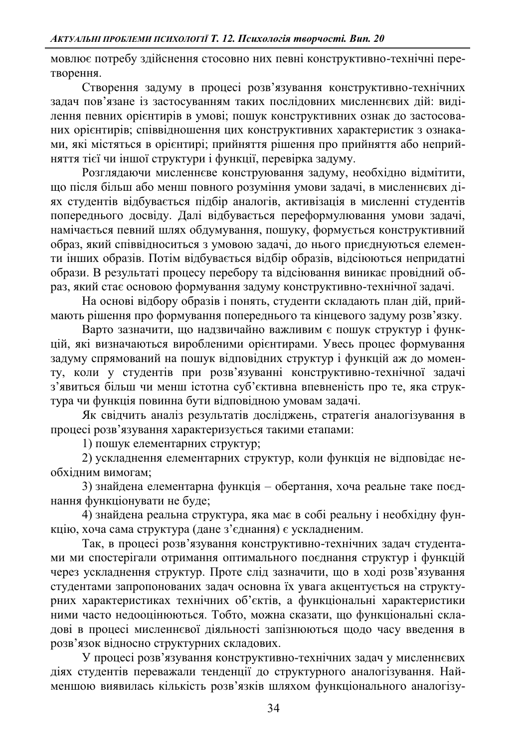мовлює потребу здійснення стосовно них певні конструктивно-технічні перетворення.

Створення задуму в процесі розв'язування конструктивно-технічних задач пов'язане із застосуванням таких послідовних мисленнєвих дій: виділення певних орієнтирів в умові; пошук конструктивних ознак до застосованих орієнтирів; співвідношення цих конструктивних характеристик з ознаками, які містяться в орієнтирі; прийняття рішення про прийняття або неприйняття тієї чи іншої структури і функції, перевірка задуму.

Розглядаючи мисленнєве конструювання задуму, необхідно відмітити, що після більш або менш повного розуміння умови задачі, в мисленнєвих діях студентів відбувається підбір аналогів, активізація в мисленні студентів попереднього досвіду. Далі відбувається переформулювання умови задачі, намічається певний шлях обдумування, пошуку, формується конструктивний образ, який співвідноситься з умовою задачі, до нього приєднуються елементи інших образів. Потім відбувається відбір образів, відсіюються непридатні образи. В результаті процесу перебору та відсіювання виникає провідний образ, який стає основою формування задуму конструктивно-технічної задачі.

На основі відбору образів і понять, студенти складають план дій, приймають рішення про формування попереднього та кінцевого задуму розв'язку.

Варто зазначити, що надзвичайно важливим є пошук структур і функцій, які визначаються виробленими орієнтирами. Увесь процес формування задуму спрямований на пошук відповідних структур і функцій аж до моменту, коли у студентів при розв'язуванні конструктивно-технічної задачі з'явиться більш чи менш істотна суб'єктивна впевненість про те, яка структура чи функція повинна бути відповідною умовам задачі.

Як свідчить аналіз результатів досліджень, стратегія аналогізування в процесі розв'язування характеризується такими етапами:

1) пошук елементарних структур;

2) ускладнення елементарних структур, коли функція не відповідає необхідним вимогам;

3) знайдена елементарна функція – обертання, хоча реальне таке поєднання функціонувати не буде;

4) знайдена реальна структура, яка має в собі реальну і необхідну функцію, хоча сама структура (дане з'єднання) є ускладненим.

Так, в процесі розв'язування конструктивно-технічних задач студентами ми спостерігали отримання оптимального поєднання структур і функцій через ускладнення структур. Проте слід зазначити, що в ході розв'язування студентами запропонованих задач основна їх увага акцентується на структурних характеристиках технічних об'єктів, а функціональні характеристики ними часто недооцінюються. Тобто, можна сказати, що функціональні складові в процесі мисленнєвої діяльності запізнюються щодо часу введення в розв'язок відносно структурних складових.

У процесі розв'язування конструктивно-технічних задач у мисленнєвих діях студентів переважали тенденції до структурного аналогізування. Найменшою виявилась кількість розв'язків шляхом функціонального аналогізу-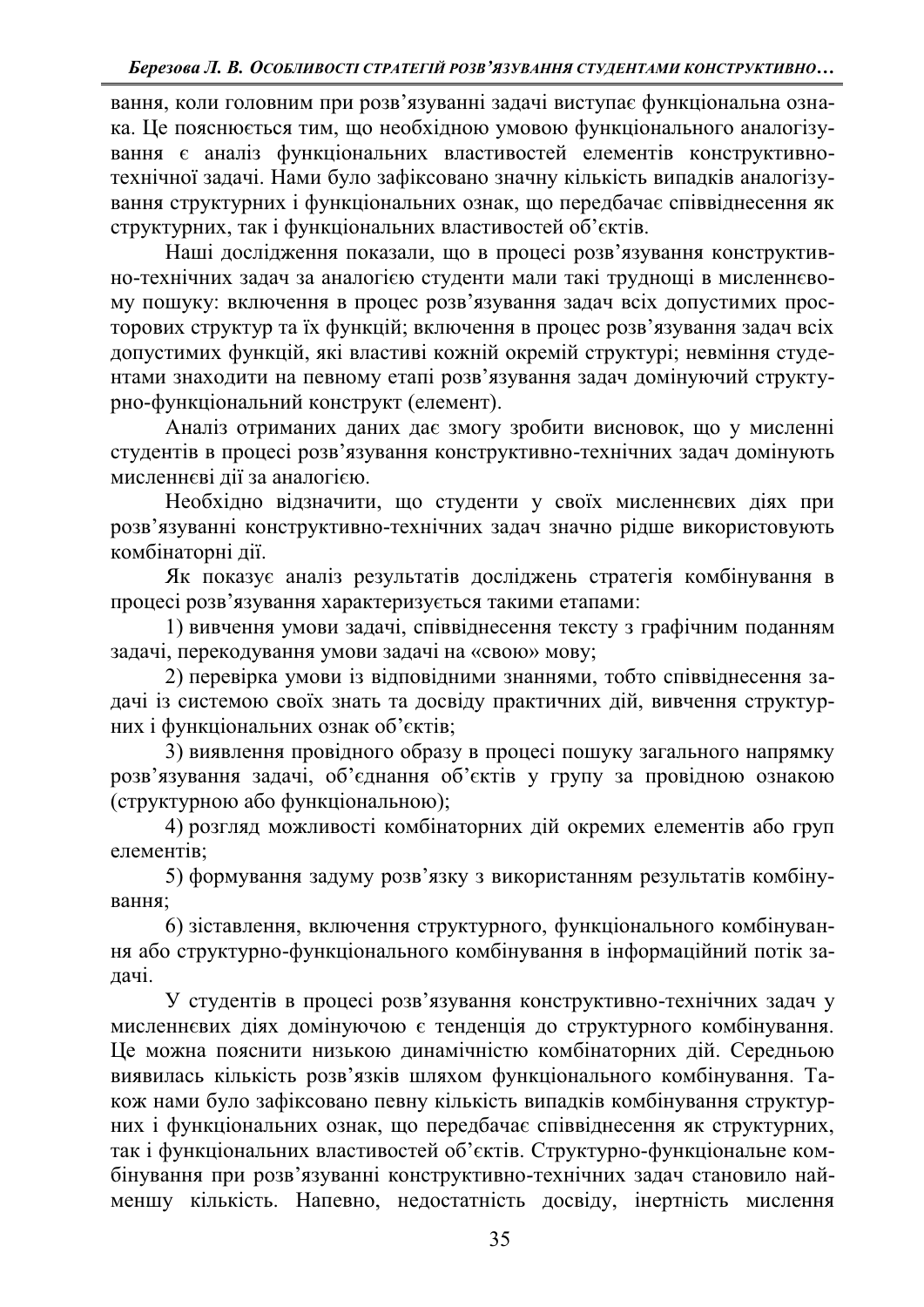вання, коли головним при розв'язуванні задачі виступає функціональна ознака. Це пояснюється тим, що необхідною умовою функціонального аналогізування є аналіз функціональних властивостей елементів конструктивно-технічної задачі. Нами було зафіксовано значну кількість випадків аналогізування структурних і функціональних ознак, що передбачає співвіднесення як структурних, так і функціональних властивостей об'єктів.

Наші дослідження показали, що в процесі розв'язування конструктивно-технічних задач за аналогією студенти мали такі труднощі в мисленнєвому пошуку: включення в процес розв'язування задач всіх допустимих просторових структур та їх функцій; включення в процес розв'язування задач всіх допустимих функцій, які властиві кожній окремій структурі; невміння студентами знаходити на певному етапі розв'язування задач домінуючий структурно-функціональний конструкт (елемент).

Аналіз отриманих даних дає змогу зробити висновок, що у мисленні студентів в процесі розв'язування конструктивно-технічних задач домінують мисленнєві дії за аналогією.

Необхідно відзначити, що студенти у своїх мисленнєвих діях при розв'язуванні конструктивно-технічних задач значно рідше використовують комбінаторні дії.

Як показує аналіз результатів досліджень стратегія комбінування в процесі розв'язування характеризується такими етапами:

1) вивчення умови задачі, співвіднесення тексту з графічним поданням задачі, перекодування умови задачі на «свою» мову;

2) перевірка умови із відповідними знаннями, тобто співвіднесення задачі із системою своїх знать та досвіду практичних дій, вивчення структурних і функціональних ознак об'єктів;

3) виявлення провідного образу в процесі пошуку загального напрямку розв'язування задачі, об'єднання об'єктів у групу за провідною ознакою (структурною або функціональною);

4) розгляд можливості комбінаторних дій окремих елементів або груп елементів;

5) формування задуму розв'язку з використанням результатів комбінування;

6) зіставлення, включення структурного, функціонального комбінування або структурно-функціонального комбінування в інформаційний потік задачі.

У студентів в процесі розв'язування конструктивно-технічних задач у мисленнєвих діях домінуючою є тенденція до структурного комбінування. Це можна пояснити низькою динамічністю комбінаторних дій. Середньою виявилась кількість розв'язків шляхом функціонального комбінування. Також нами було зафіксовано певну кількість випадків комбінування структурних і функціональних ознак, що передбачає співвіднесення як структурних, так і функціональних властивостей об'єктів. Структурно-функціональне комбінування при розв'язуванні конструктивно-технічних задач становило найменшу кількість. Напевно, недостатність досвіду, інертність мислення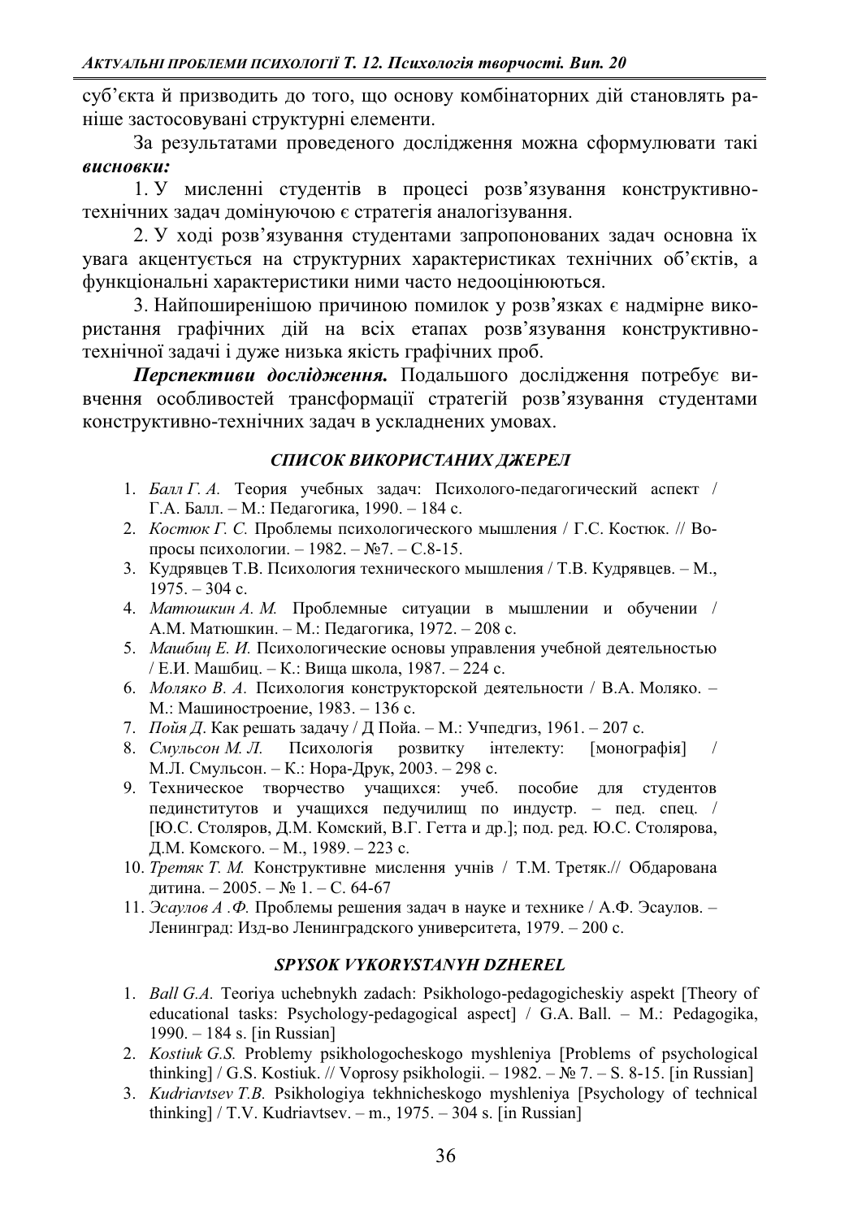суб'єкта й призводить до того, що основу комбінаторних дій становлять раніше застосовувані структурні елементи.

За результатами проведеного дослідження можна сформулювати такі ***висновки:***

1. У мисленні студентів в процесі розв'язування конструктивно-технічних задач домінуючою є стратегія аналогізування.

2. У ході розв'язування студентами запропонованих задач основна їх увага акцентується на структурних характеристиках технічних об'єктів, а функціональні характеристики ними часто недооцінюються.

3. Найпоширенішою причиною помилок у розв'язках є надмірне використання графічних дій на всіх етапах розв'язування конструктивно-технічної задачі і дуже низька якість графічних проб.

***Перспективи дослідження.*** Подальшого дослідження потребує вивчення особливостей трансформації стратегій розв'язування студентами конструктивно-технічних задач в ускладнених умовах.

### *СПИСОК ВИКОРИСТАНИХ ДЖЕРЕЛ*

1. *Балл Г. А.* Теория учебных задач: Психолого-педагогический аспект / Г.А. Балл. – М.: Педагогика, 1990. – 184 с.
2. *Костюк Г. С.* Проблемы психологического мышления / Г.С. Костюк. // Вопросы психологии. – 1982. – №7. – С.8-15.
3. Кудрявцев Т.В. Психология технического мышления / Т.В. Кудрявцев. – М., 1975. – 304 с.
4. *Матюшкин А. М.* Проблемные ситуации в мышлении и обучении / А.М. Матюшкин. – М.: Педагогика, 1972. – 208 с.
5. *Машбиц Е. И.* Психологические основы управления учебной деятельностью / Е.И. Машбиц. – К.: Вища школа, 1987. – 224 с.
6. *Моляко В. А.* Психология конструкторской деятельности / В.А. Моляко. – М.: Машиностроение, 1983. – 136 с.
7. *Пойя Д.* Как решать задачу / Д Пойа. – М.: Учпедгиз, 1961. – 207 с.
8. *Смульсон М. Л.* Психологія розвитку інтелекту: [монографія] / М.Л. Смульсон. – К.: Нора-Друк, 2003. – 298 с.
9. Техническое творчество учащихся: учеб. пособие для студентов пединститутов и учащихся педучилищ по индустр. – пед. спец. / [Ю.С. Столяров, Д.М. Комский, В.Г. Гетта и др.]; под. ред. Ю.С. Столярова, Д.М. Комского. – М., 1989. – 223 с.
10. *Третяк Т. М.* Конструктивне мислення учнів / Т.М. Третяк.// Обдарована дитина. – 2005. – № 1. – С. 64-67
11. *Эсаулов А .Ф.* Проблемы решения задач в науке и технике / А.Ф. Эсаулов. – Ленинград: Изд-во Ленинградского университета, 1979. – 200 с.

### *SPYSOK VYKORYSTANYH DZHEREL*

1. *Ball G.A.* Teoriya uchebnykh zadach: Psikhologo-pedagogicheskiy aspekt [Theory of educational tasks: Psychology-pedagogical aspect] / G.A. Ball. – M.: Pedagogika, 1990. – 184 s. [in Russian]
2. *Kostiuk G.S.* Problemy psikhologocheskogo myshleniya [Problems of psychological thinking] / G.S. Kostiuk. // Voprosy psikhologii. – 1982. – № 7. – S. 8-15. [in Russian]
3. *Kudriavtsev T.B.* Psikhologiya tekhnicheskogo myshleniya [Psychology of technical thinking] / T.V. Kudriavtsev. – m., 1975. – 304 s. [in Russian]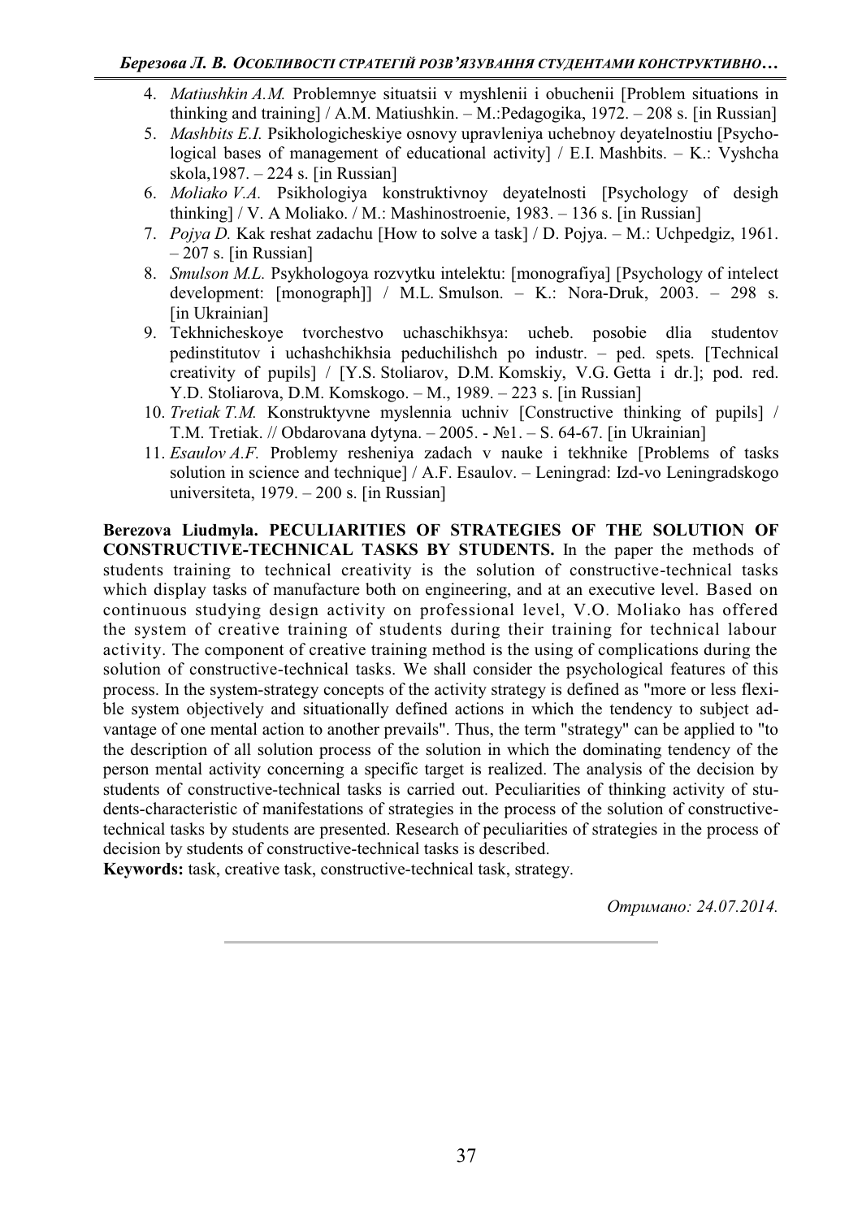4. *Matiushkin A.M.* Problemnye situatsii v myshlenii i obuchenii [Problem situations in thinking and training] / A.M. Matiushkin. – M.:Pedagogika, 1972. – 208 s. [in Russian]
5. *Mashbits E.I.* Psikhologicheskiye osnovy upravleniya uchebnoy deyatelnostiu [Psychological bases of management of educational activity] / E.I. Mashbits. – K.: Vyshcha skola,1987. – 224 s. [in Russian]
6. *Moliako V.A.* Psikhologiya konstruktivnoy deyatelnosti [Psychology of desigh thinking] / V. A Moliako. / M.: Mashinostroenie, 1983. – 136 s. [in Russian]
7. *Pojya D.* Kak reshat zadachu [How to solve a task] / D. Pojya. – M.: Uchpedgiz, 1961. – 207 s. [in Russian]
8. *Smulson M.L.* Psykhologoya rozvytku intelektu: [monografiya] [Psychology of intelect development: [monograph]] / M.L. Smulson. – K.: Nora-Druk, 2003. – 298 s. [in Ukrainian]
9. Tekhnicheskoye tvorchestvo uchaschikhsya: ucheb. posobie dlia studentov pedinstitutov i uchashchikhsia peduchilishch po industr. – ped. spets. [Technical creativity of pupils] / [Y.S. Stoliarov, D.M. Komskiy, V.G. Getta i dr.]; pod. red. Y.D. Stoliarova, D.M. Komskogo. – M., 1989. – 223 s. [in Russian]
10. *Tretiak T.M.* Konstruktyvne myslennia uchniv [Constructive thinking of pupils] / T.M. Tretiak. // Obdarovana dytyna. – 2005. - №1. – S. 64-67. [in Ukrainian]
11. *Esaulov A.F.* Problemy resheniya zadach v nauke i tekhnike [Problems of tasks solution in science and technique] / A.F. Esaulov. – Leningrad: Izd-vo Leningradskogo universiteta, 1979. – 200 s. [in Russian]

**Berezova Liudmyla. PECULIARITIES OF STRATEGIES OF THE SOLUTION OF CONSTRUCTIVE-TECHNICAL TASKS BY STUDENTS.** In the paper the methods of students training to technical creativity is the solution of constructive-technical tasks which display tasks of manufacture both on engineering, and at an executive level. Based on continuous studying design activity on professional level, V.O. Moliako has offered the system of creative training of students during their training for technical labour activity. The component of creative training method is the using of complications during the solution of constructive-technical tasks. We shall consider the psychological features of this process. In the system-strategy concepts of the activity strategy is defined as "more or less flexible system objectively and situationally defined actions in which the tendency to subject advantage of one mental action to another prevails". Thus, the term "strategy" can be applied to "to the description of all solution process of the solution in which the dominating tendency of the person mental activity concerning a specific target is realized. The analysis of the decision by students of constructive-technical tasks is carried out. Peculiarities of thinking activity of students-characteristic of manifestations of strategies in the process of the solution of constructive-technical tasks by students are presented. Research of peculiarities of strategies in the process of decision by students of constructive-technical tasks is described.

**Keywords:** task, creative task, constructive-technical task, strategy.

*Отримано: 24.07.2014.*